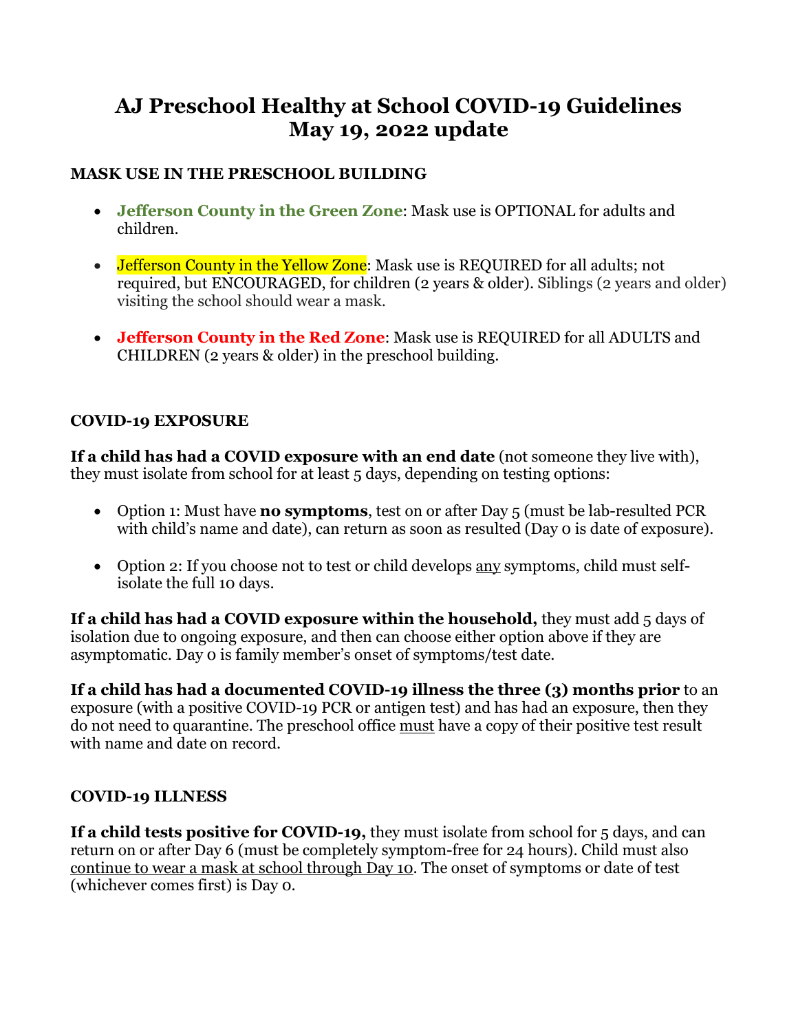# AJ Preschool Healthy at School COVID-19 Guidelines
# May 19, 2022 update

## MASK USE IN THE PRESCHOOL BUILDING

- **Jefferson County in the Green Zone**: Mask use is OPTIONAL for adults and children.
- Jefferson County in the Yellow Zone: Mask use is REQUIRED for all adults; not required, but ENCOURAGED, for children (2 years & older). Siblings (2 years and older) visiting the school should wear a mask.
- **Jefferson County in the Red Zone**: Mask use is REQUIRED for all ADULTS and CHILDREN (2 years & older) in the preschool building.

## COVID-19 EXPOSURE

**If a child has had a COVID exposure with an end date** (not someone they live with), they must isolate from school for at least 5 days, depending on testing options:

- Option 1: Must have **no symptoms**, test on or after Day 5 (must be lab-resulted PCR with child's name and date), can return as soon as resulted (Day 0 is date of exposure).
- Option 2: If you choose not to test or child develops any symptoms, child must self-isolate the full 10 days.

**If a child has had a COVID exposure within the household,** they must add 5 days of isolation due to ongoing exposure, and then can choose either option above if they are asymptomatic. Day 0 is family member's onset of symptoms/test date.

**If a child has had a documented COVID-19 illness the three (3) months prior** to an exposure (with a positive COVID-19 PCR or antigen test) and has had an exposure, then they do not need to quarantine. The preschool office must have a copy of their positive test result with name and date on record.

## COVID-19 ILLNESS

**If a child tests positive for COVID-19,** they must isolate from school for 5 days, and can return on or after Day 6 (must be completely symptom-free for 24 hours). Child must also continue to wear a mask at school through Day 10. The onset of symptoms or date of test (whichever comes first) is Day 0.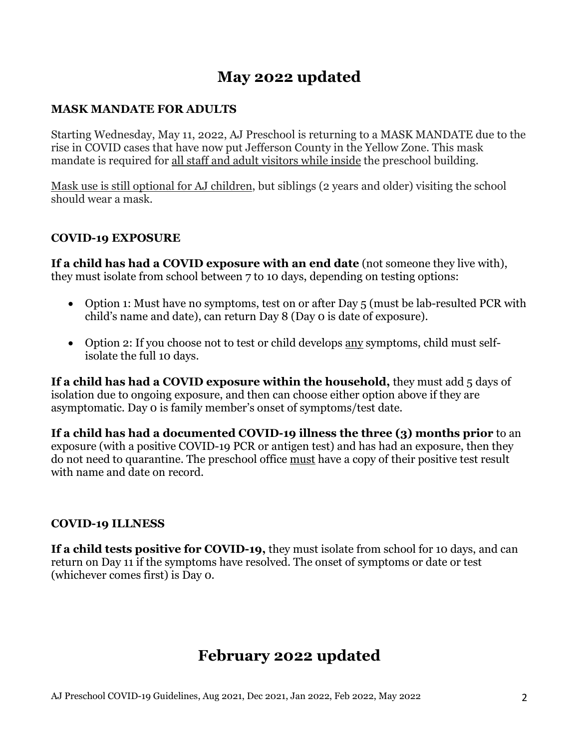# May 2022 updated

**MASK MANDATE FOR ADULTS**

Starting Wednesday, May 11, 2022, AJ Preschool is returning to a MASK MANDATE due to the rise in COVID cases that have now put Jefferson County in the Yellow Zone. This mask mandate is required for <u>all staff and adult visitors while inside</u> the preschool building.

<u>Mask use is still optional for AJ children</u>, but siblings (2 years and older) visiting the school should wear a mask.

**COVID-19 EXPOSURE**

**If a child has had a COVID exposure with an end date** (not someone they live with), they must isolate from school between 7 to 10 days, depending on testing options:

- Option 1: Must have no symptoms, test on or after Day 5 (must be lab-resulted PCR with child's name and date), can return Day 8 (Day 0 is date of exposure).
- Option 2: If you choose not to test or child develops <u>any</u> symptoms, child must self-isolate the full 10 days.

**If a child has had a COVID exposure within the household,** they must add 5 days of isolation due to ongoing exposure, and then can choose either option above if they are asymptomatic. Day 0 is family member's onset of symptoms/test date.

**If a child has had a documented COVID-19 illness the three (3) months prior** to an exposure (with a positive COVID-19 PCR or antigen test) and has had an exposure, then they do not need to quarantine. The preschool office <u>must</u> have a copy of their positive test result with name and date on record.

**COVID-19 ILLNESS**

**If a child tests positive for COVID-19,** they must isolate from school for 10 days, and can return on Day 11 if the symptoms have resolved. The onset of symptoms or date or test (whichever comes first) is Day 0.

# February 2022 updated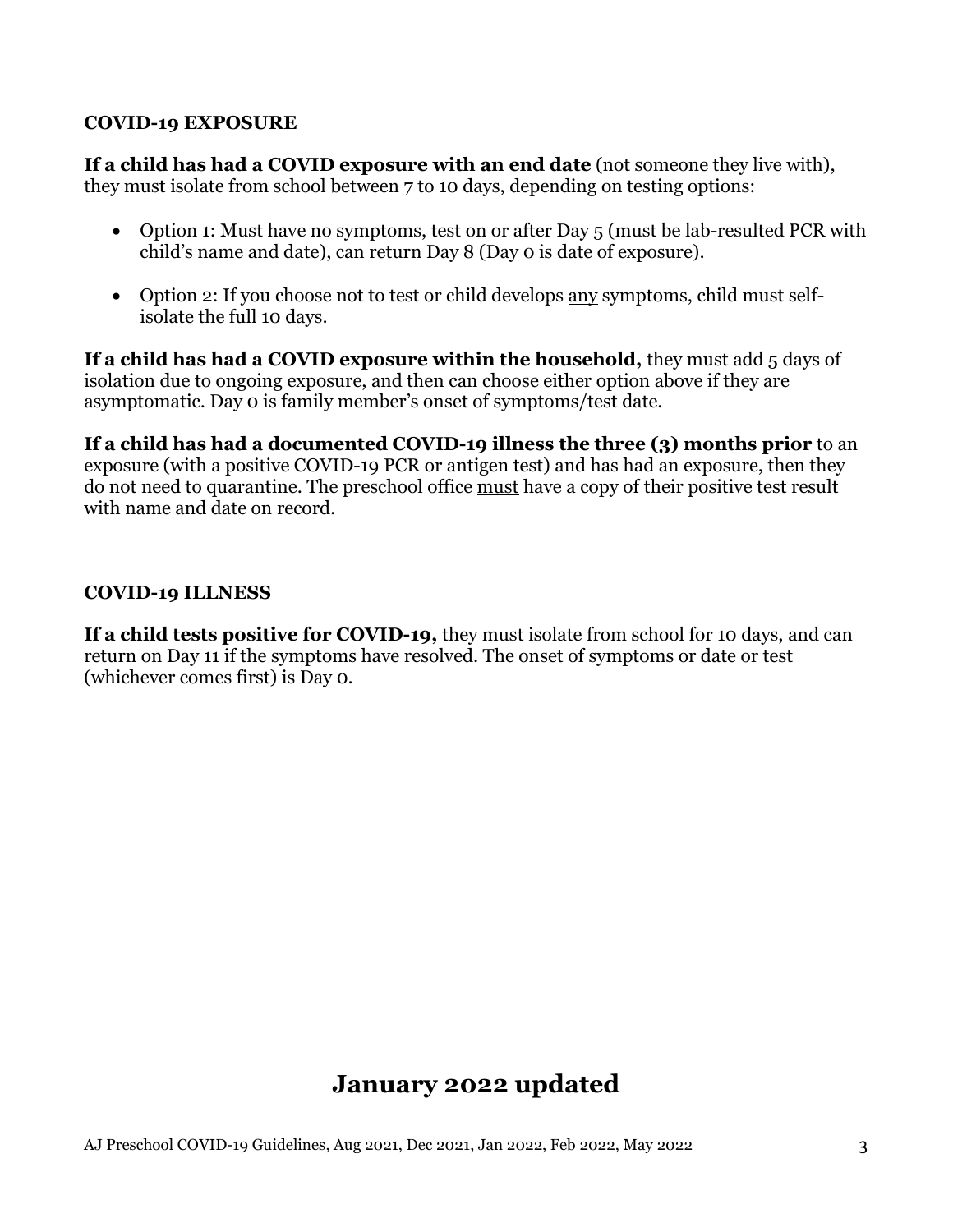## COVID-19 EXPOSURE

**If a child has had a COVID exposure with an end date** (not someone they live with), they must isolate from school between 7 to 10 days, depending on testing options:

- Option 1: Must have no symptoms, test on or after Day 5 (must be lab-resulted PCR with child's name and date), can return Day 8 (Day 0 is date of exposure).
- Option 2: If you choose not to test or child develops <u>any</u> symptoms, child must self-isolate the full 10 days.

**If a child has had a COVID exposure within the household,** they must add 5 days of isolation due to ongoing exposure, and then can choose either option above if they are asymptomatic. Day 0 is family member's onset of symptoms/test date.

**If a child has had a documented COVID-19 illness the three (3) months prior** to an exposure (with a positive COVID-19 PCR or antigen test) and has had an exposure, then they do not need to quarantine. The preschool office <u>must</u> have a copy of their positive test result with name and date on record.

## COVID-19 ILLNESS

**If a child tests positive for COVID-19,** they must isolate from school for 10 days, and can return on Day 11 if the symptoms have resolved. The onset of symptoms or date or test (whichever comes first) is Day 0.

## January 2022 updated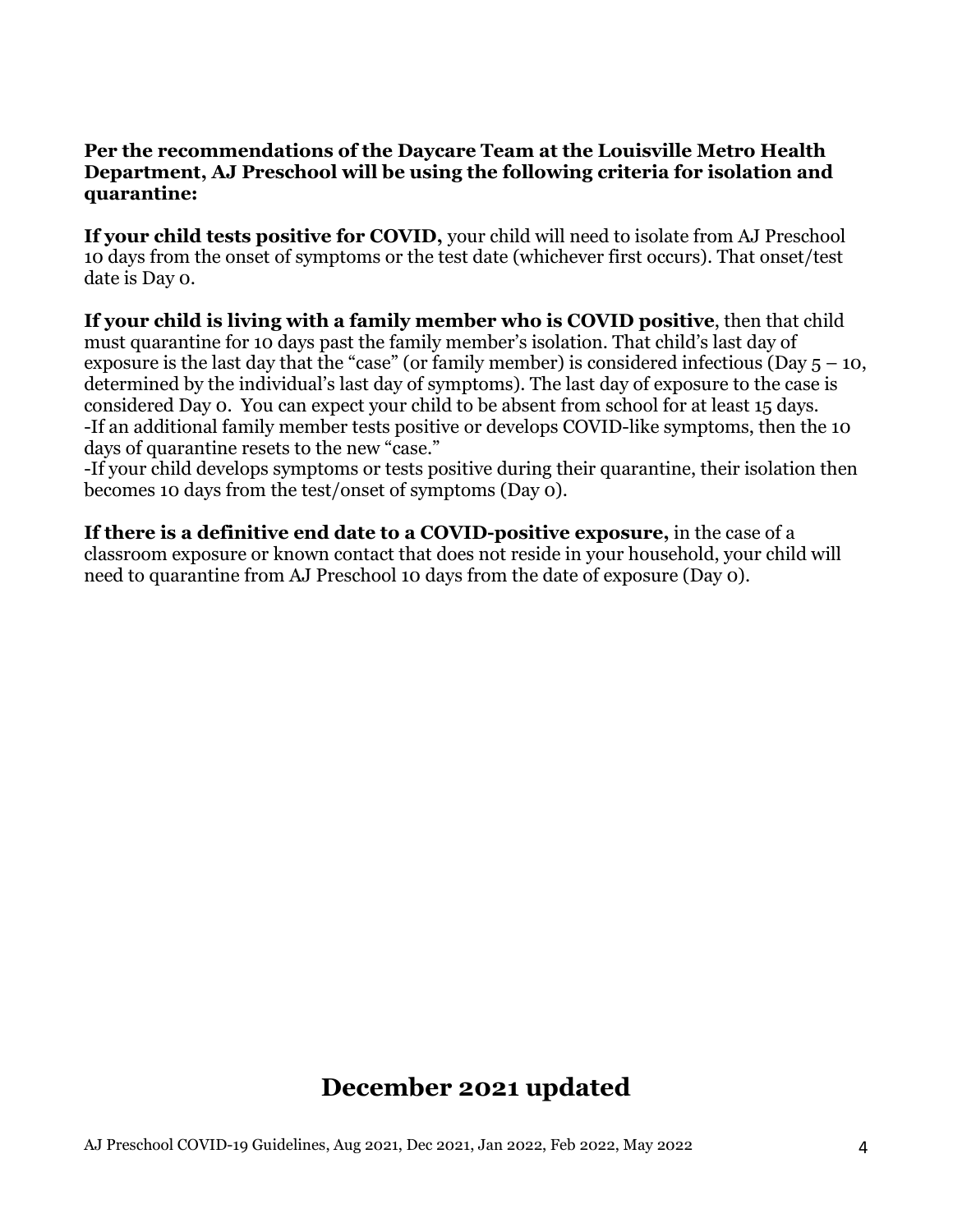**Per the recommendations of the Daycare Team at the Louisville Metro Health Department, AJ Preschool will be using the following criteria for isolation and quarantine:**

**If your child tests positive for COVID,** your child will need to isolate from AJ Preschool 10 days from the onset of symptoms or the test date (whichever first occurs). That onset/test date is Day 0.

**If your child is living with a family member who is COVID positive**, then that child must quarantine for 10 days past the family member's isolation. That child's last day of exposure is the last day that the "case" (or family member) is considered infectious (Day 5 – 10, determined by the individual's last day of symptoms). The last day of exposure to the case is considered Day 0. You can expect your child to be absent from school for at least 15 days.
-If an additional family member tests positive or develops COVID-like symptoms, then the 10 days of quarantine resets to the new "case."
-If your child develops symptoms or tests positive during their quarantine, their isolation then becomes 10 days from the test/onset of symptoms (Day 0).

**If there is a definitive end date to a COVID-positive exposure,** in the case of a classroom exposure or known contact that does not reside in your household, your child will need to quarantine from AJ Preschool 10 days from the date of exposure (Day 0).

## December 2021 updated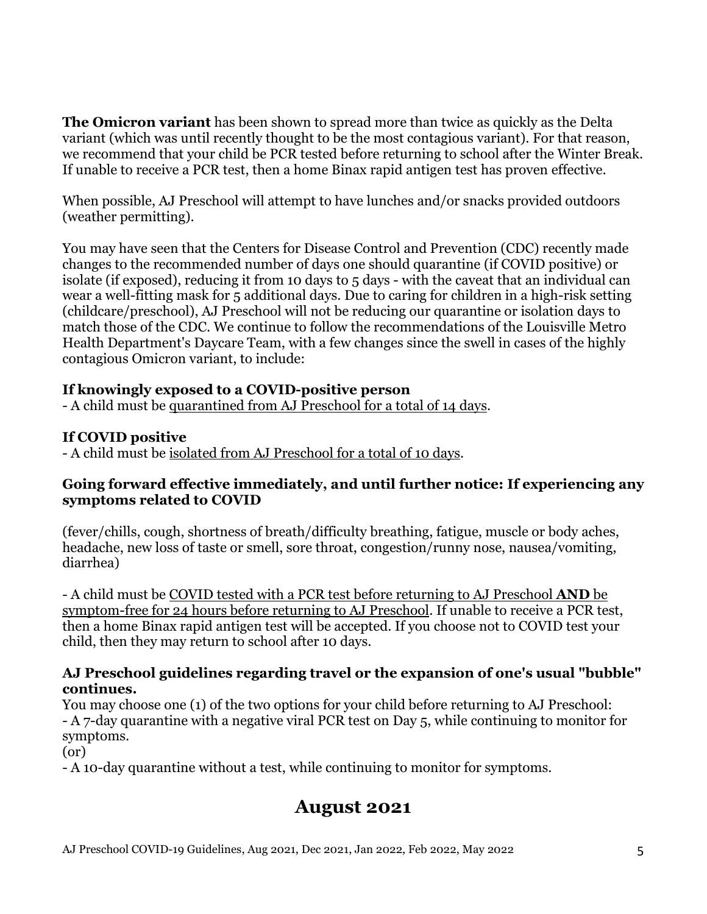**The Omicron variant** has been shown to spread more than twice as quickly as the Delta variant (which was until recently thought to be the most contagious variant). For that reason, we recommend that your child be PCR tested before returning to school after the Winter Break. If unable to receive a PCR test, then a home Binax rapid antigen test has proven effective.

When possible, AJ Preschool will attempt to have lunches and/or snacks provided outdoors (weather permitting).

You may have seen that the Centers for Disease Control and Prevention (CDC) recently made changes to the recommended number of days one should quarantine (if COVID positive) or isolate (if exposed), reducing it from 10 days to 5 days - with the caveat that an individual can wear a well-fitting mask for 5 additional days. Due to caring for children in a high-risk setting (childcare/preschool), AJ Preschool will not be reducing our quarantine or isolation days to match those of the CDC. We continue to follow the recommendations of the Louisville Metro Health Department's Daycare Team, with a few changes since the swell in cases of the highly contagious Omicron variant, to include:

**If knowingly exposed to a COVID-positive person**

- A child must be quarantined from AJ Preschool for a total of 14 days.

**If COVID positive**

- A child must be isolated from AJ Preschool for a total of 10 days.

**Going forward effective immediately, and until further notice: If experiencing any symptoms related to COVID**

(fever/chills, cough, shortness of breath/difficulty breathing, fatigue, muscle or body aches, headache, new loss of taste or smell, sore throat, congestion/runny nose, nausea/vomiting, diarrhea)

- A child must be COVID tested with a PCR test before returning to AJ Preschool **AND** be symptom-free for 24 hours before returning to AJ Preschool. If unable to receive a PCR test, then a home Binax rapid antigen test will be accepted. If you choose not to COVID test your child, then they may return to school after 10 days.

**AJ Preschool guidelines regarding travel or the expansion of one's usual "bubble" continues.**

You may choose one (1) of the two options for your child before returning to AJ Preschool:
- A 7-day quarantine with a negative viral PCR test on Day 5, while continuing to monitor for symptoms.

(or)

- A 10-day quarantine without a test, while continuing to monitor for symptoms.

## August 2021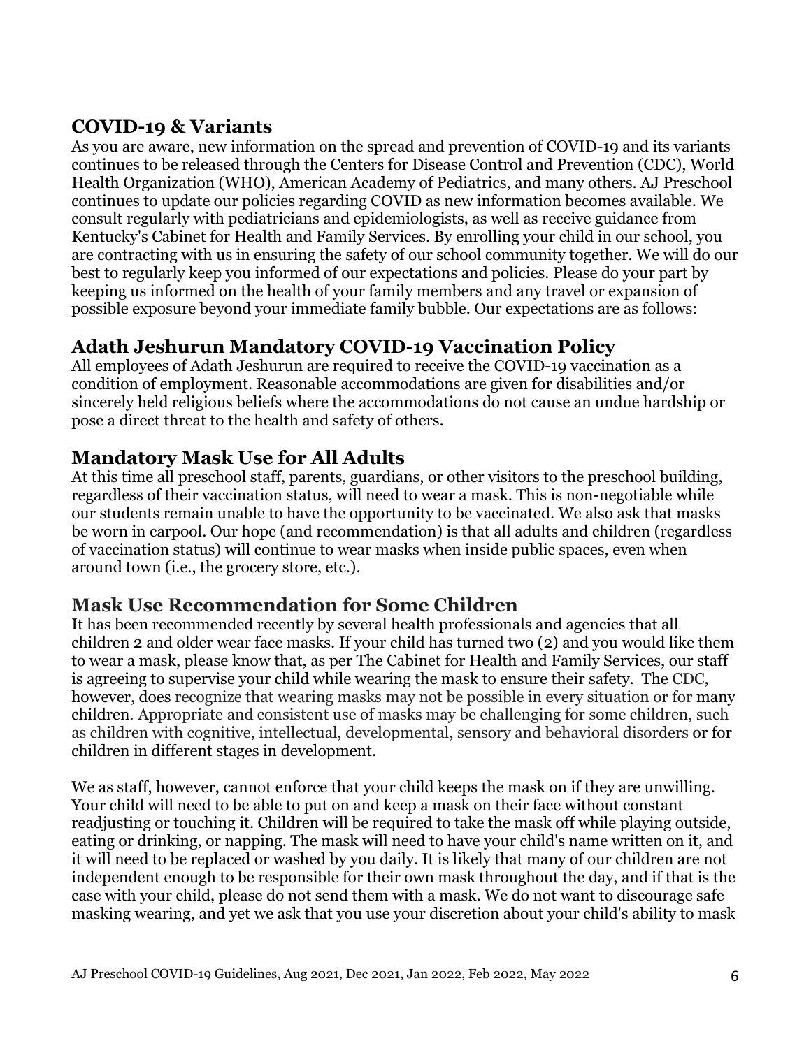## COVID-19 & Variants

As you are aware, new information on the spread and prevention of COVID-19 and its variants continues to be released through the Centers for Disease Control and Prevention (CDC), World Health Organization (WHO), American Academy of Pediatrics, and many others. AJ Preschool continues to update our policies regarding COVID as new information becomes available. We consult regularly with pediatricians and epidemiologists, as well as receive guidance from Kentucky's Cabinet for Health and Family Services. By enrolling your child in our school, you are contracting with us in ensuring the safety of our school community together. We will do our best to regularly keep you informed of our expectations and policies. Please do your part by keeping us informed on the health of your family members and any travel or expansion of possible exposure beyond your immediate family bubble. Our expectations are as follows:

## Adath Jeshurun Mandatory COVID-19 Vaccination Policy

All employees of Adath Jeshurun are required to receive the COVID-19 vaccination as a condition of employment. Reasonable accommodations are given for disabilities and/or sincerely held religious beliefs where the accommodations do not cause an undue hardship or pose a direct threat to the health and safety of others.

## Mandatory Mask Use for All Adults

At this time all preschool staff, parents, guardians, or other visitors to the preschool building, regardless of their vaccination status, will need to wear a mask. This is non-negotiable while our students remain unable to have the opportunity to be vaccinated. We also ask that masks be worn in carpool. Our hope (and recommendation) is that all adults and children (regardless of vaccination status) will continue to wear masks when inside public spaces, even when around town (i.e., the grocery store, etc.).

## Mask Use Recommendation for Some Children

It has been recommended recently by several health professionals and agencies that all children 2 and older wear face masks. If your child has turned two (2) and you would like them to wear a mask, please know that, as per The Cabinet for Health and Family Services, our staff is agreeing to supervise your child while wearing the mask to ensure their safety. The CDC, however, does recognize that wearing masks may not be possible in every situation or for many children. Appropriate and consistent use of masks may be challenging for some children, such as children with cognitive, intellectual, developmental, sensory and behavioral disorders or for children in different stages in development.

We as staff, however, cannot enforce that your child keeps the mask on if they are unwilling. Your child will need to be able to put on and keep a mask on their face without constant readjusting or touching it. Children will be required to take the mask off while playing outside, eating or drinking, or napping. The mask will need to have your child's name written on it, and it will need to be replaced or washed by you daily. It is likely that many of our children are not independent enough to be responsible for their own mask throughout the day, and if that is the case with your child, please do not send them with a mask. We do not want to discourage safe masking wearing, and yet we ask that you use your discretion about your child's ability to mask

AJ Preschool COVID-19 Guidelines, Aug 2021, Dec 2021, Jan 2022, Feb 2022, May 2022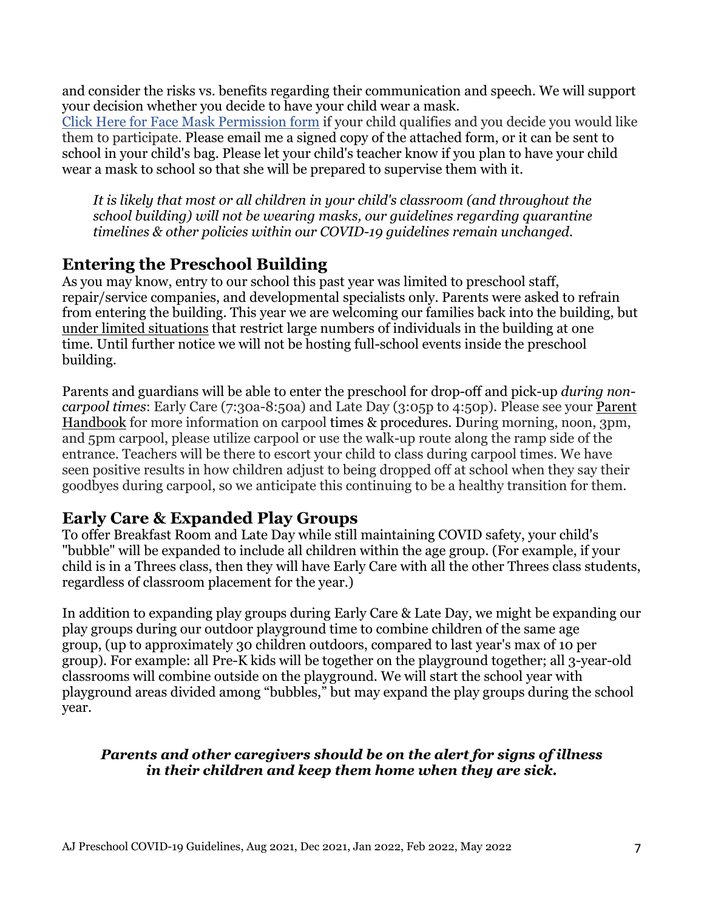and consider the risks vs. benefits regarding their communication and speech. We will support your decision whether you decide to have your child wear a mask.
[Click Here for Face Mask Permission form] if your child qualifies and you decide you would like them to participate. Please email me a signed copy of the attached form, or it can be sent to school in your child's bag. Please let your child's teacher know if you plan to have your child wear a mask to school so that she will be prepared to supervise them with it.

> *It is likely that most or all children in your child's classroom (and throughout the school building) will not be wearing masks, our guidelines regarding quarantine timelines & other policies within our COVID-19 guidelines remain unchanged.*

## Entering the Preschool Building

As you may know, entry to our school this past year was limited to preschool staff, repair/service companies, and developmental specialists only. Parents were asked to refrain from entering the building. This year we are welcoming our families back into the building, but under limited situations that restrict large numbers of individuals in the building at one time. Until further notice we will not be hosting full-school events inside the preschool building.

Parents and guardians will be able to enter the preschool for drop-off and pick-up *during non-carpool times*: Early Care (7:30a-8:50a) and Late Day (3:05p to 4:50p). Please see your Parent Handbook for more information on carpool times & procedures. During morning, noon, 3pm, and 5pm carpool, please utilize carpool or use the walk-up route along the ramp side of the entrance. Teachers will be there to escort your child to class during carpool times. We have seen positive results in how children adjust to being dropped off at school when they say their goodbyes during carpool, so we anticipate this continuing to be a healthy transition for them.

## Early Care & Expanded Play Groups

To offer Breakfast Room and Late Day while still maintaining COVID safety, your child's "bubble" will be expanded to include all children within the age group. (For example, if your child is in a Threes class, then they will have Early Care with all the other Threes class students, regardless of classroom placement for the year.)

In addition to expanding play groups during Early Care & Late Day, we might be expanding our play groups during our outdoor playground time to combine children of the same age group, (up to approximately 30 children outdoors, compared to last year's max of 10 per group). For example: all Pre-K kids will be together on the playground together; all 3-year-old classrooms will combine outside on the playground. We will start the school year with playground areas divided among "bubbles," but may expand the play groups during the school year.

***Parents and other caregivers should be on the alert for signs of illness in their children and keep them home when they are sick.***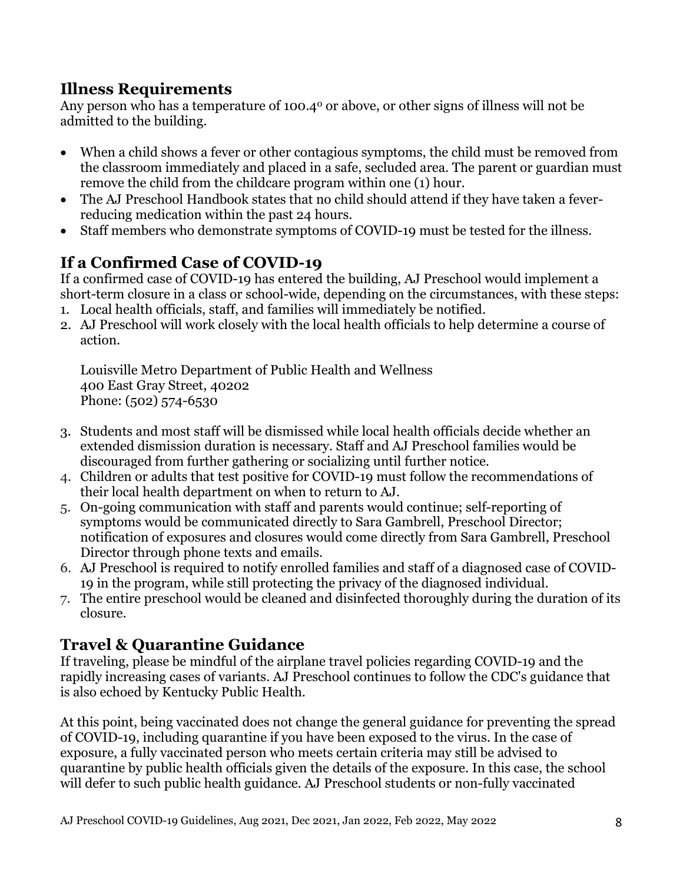## Illness Requirements

Any person who has a temperature of 100.4$^{o}$ or above, or other signs of illness will not be admitted to the building.

- When a child shows a fever or other contagious symptoms, the child must be removed from the classroom immediately and placed in a safe, secluded area. The parent or guardian must remove the child from the childcare program within one (1) hour.
- The AJ Preschool Handbook states that no child should attend if they have taken a fever-reducing medication within the past 24 hours.
- Staff members who demonstrate symptoms of COVID-19 must be tested for the illness.

## If a Confirmed Case of COVID-19

If a confirmed case of COVID-19 has entered the building, AJ Preschool would implement a short-term closure in a class or school-wide, depending on the circumstances, with these steps:

1. Local health officials, staff, and families will immediately be notified.
2. AJ Preschool will work closely with the local health officials to help determine a course of action.

   Louisville Metro Department of Public Health and Wellness
   400 East Gray Street, 40202
   Phone: (502) 574-6530

3. Students and most staff will be dismissed while local health officials decide whether an extended dismission duration is necessary. Staff and AJ Preschool families would be discouraged from further gathering or socializing until further notice.
4. Children or adults that test positive for COVID-19 must follow the recommendations of their local health department on when to return to AJ.
5. On-going communication with staff and parents would continue; self-reporting of symptoms would be communicated directly to Sara Gambrell, Preschool Director; notification of exposures and closures would come directly from Sara Gambrell, Preschool Director through phone texts and emails.
6. AJ Preschool is required to notify enrolled families and staff of a diagnosed case of COVID-19 in the program, while still protecting the privacy of the diagnosed individual.
7. The entire preschool would be cleaned and disinfected thoroughly during the duration of its closure.

## Travel & Quarantine Guidance

If traveling, please be mindful of the airplane travel policies regarding COVID-19 and the rapidly increasing cases of variants. AJ Preschool continues to follow the CDC's guidance that is also echoed by Kentucky Public Health.

At this point, being vaccinated does not change the general guidance for preventing the spread of COVID-19, including quarantine if you have been exposed to the virus. In the case of exposure, a fully vaccinated person who meets certain criteria may still be advised to quarantine by public health officials given the details of the exposure. In this case, the school will defer to such public health guidance. AJ Preschool students or non-fully vaccinated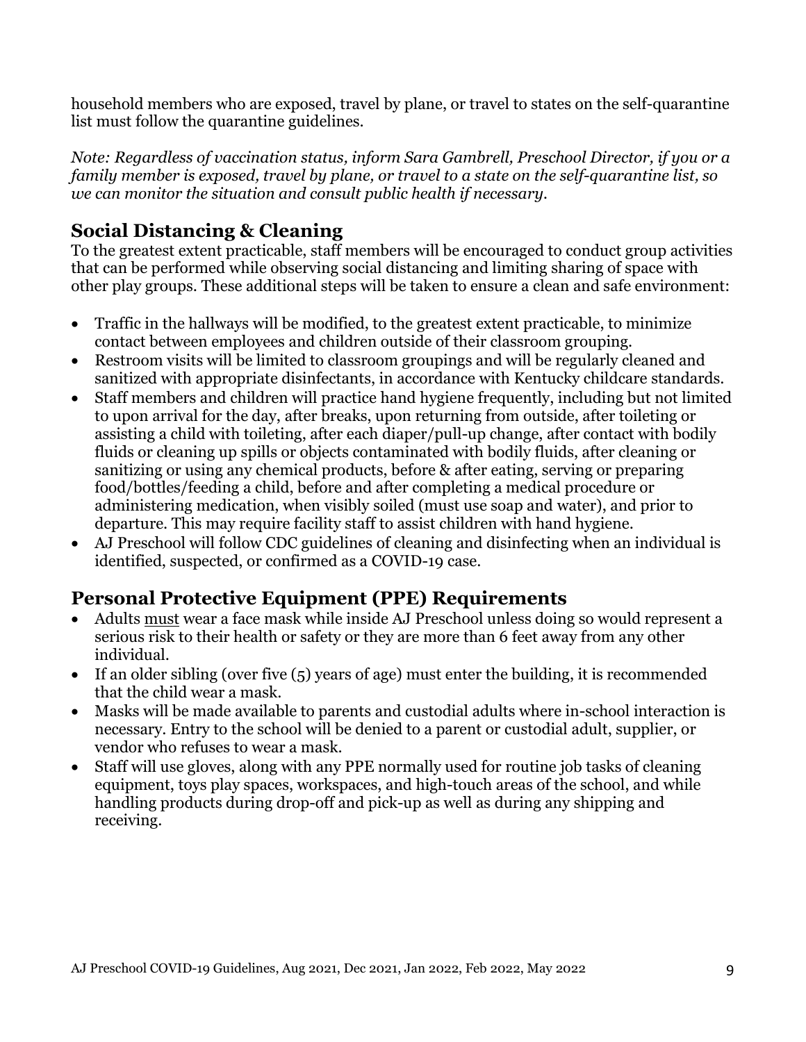household members who are exposed, travel by plane, or travel to states on the self-quarantine list must follow the quarantine guidelines.

*Note: Regardless of vaccination status, inform Sara Gambrell, Preschool Director, if you or a family member is exposed, travel by plane, or travel to a state on the self-quarantine list, so we can monitor the situation and consult public health if necessary.*

## Social Distancing & Cleaning

To the greatest extent practicable, staff members will be encouraged to conduct group activities that can be performed while observing social distancing and limiting sharing of space with other play groups. These additional steps will be taken to ensure a clean and safe environment:

- Traffic in the hallways will be modified, to the greatest extent practicable, to minimize contact between employees and children outside of their classroom grouping.
- Restroom visits will be limited to classroom groupings and will be regularly cleaned and sanitized with appropriate disinfectants, in accordance with Kentucky childcare standards.
- Staff members and children will practice hand hygiene frequently, including but not limited to upon arrival for the day, after breaks, upon returning from outside, after toileting or assisting a child with toileting, after each diaper/pull-up change, after contact with bodily fluids or cleaning up spills or objects contaminated with bodily fluids, after cleaning or sanitizing or using any chemical products, before & after eating, serving or preparing food/bottles/feeding a child, before and after completing a medical procedure or administering medication, when visibly soiled (must use soap and water), and prior to departure. This may require facility staff to assist children with hand hygiene.
- AJ Preschool will follow CDC guidelines of cleaning and disinfecting when an individual is identified, suspected, or confirmed as a COVID-19 case.

## Personal Protective Equipment (PPE) Requirements

- Adults <u>must</u> wear a face mask while inside AJ Preschool unless doing so would represent a serious risk to their health or safety or they are more than 6 feet away from any other individual.
- If an older sibling (over five (5) years of age) must enter the building, it is recommended that the child wear a mask.
- Masks will be made available to parents and custodial adults where in-school interaction is necessary. Entry to the school will be denied to a parent or custodial adult, supplier, or vendor who refuses to wear a mask.
- Staff will use gloves, along with any PPE normally used for routine job tasks of cleaning equipment, toys play spaces, workspaces, and high-touch areas of the school, and while handling products during drop-off and pick-up as well as during any shipping and receiving.